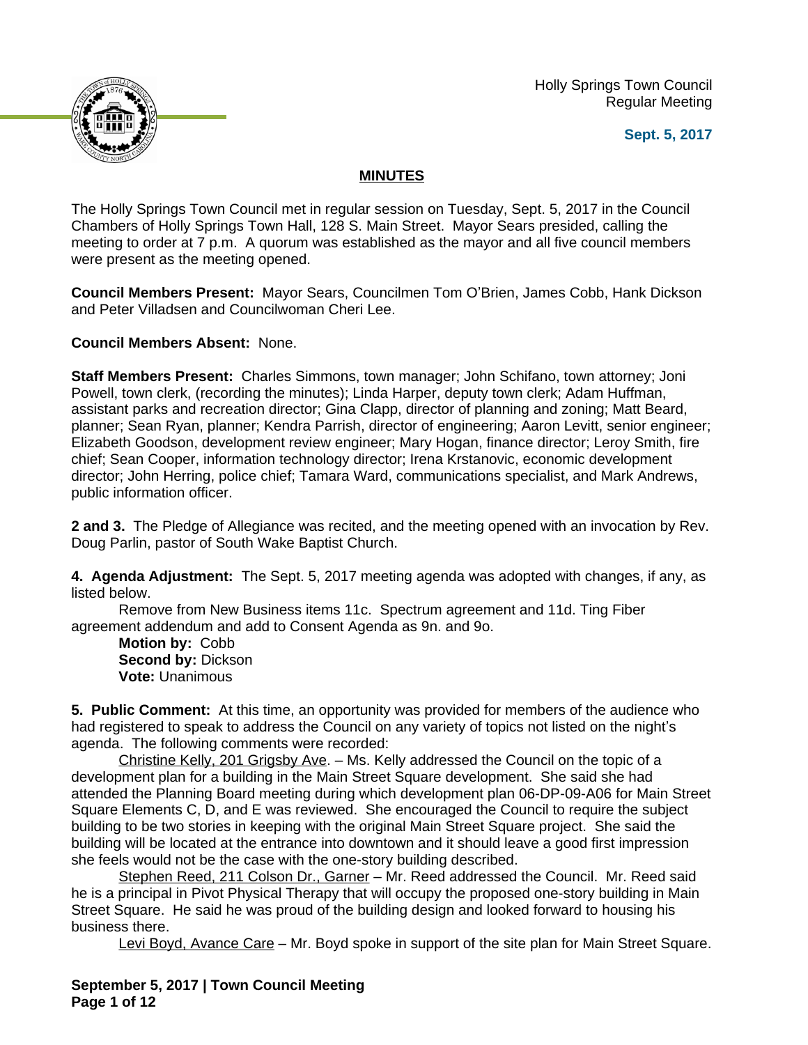Holly Springs Town Council
Regular Meeting

**Sept. 5, 2017**

**MINUTES**

The Holly Springs Town Council met in regular session on Tuesday, Sept. 5, 2017 in the Council Chambers of Holly Springs Town Hall, 128 S. Main Street. Mayor Sears presided, calling the meeting to order at 7 p.m. A quorum was established as the mayor and all five council members were present as the meeting opened.

**Council Members Present:** Mayor Sears, Councilmen Tom O'Brien, James Cobb, Hank Dickson and Peter Villadsen and Councilwoman Cheri Lee.

**Council Members Absent:** None.

**Staff Members Present:** Charles Simmons, town manager; John Schifano, town attorney; Joni Powell, town clerk, (recording the minutes); Linda Harper, deputy town clerk; Adam Huffman, assistant parks and recreation director; Gina Clapp, director of planning and zoning; Matt Beard, planner; Sean Ryan, planner; Kendra Parrish, director of engineering; Aaron Levitt, senior engineer; Elizabeth Goodson, development review engineer; Mary Hogan, finance director; Leroy Smith, fire chief; Sean Cooper, information technology director; Irena Krstanovic, economic development director; John Herring, police chief; Tamara Ward, communications specialist, and Mark Andrews, public information officer.

**2 and 3.** The Pledge of Allegiance was recited, and the meeting opened with an invocation by Rev. Doug Parlin, pastor of South Wake Baptist Church.

**4. Agenda Adjustment:** The Sept. 5, 2017 meeting agenda was adopted with changes, if any, as listed below.

Remove from New Business items 11c. Spectrum agreement and 11d. Ting Fiber agreement addendum and add to Consent Agenda as 9n. and 9o.

**Motion by:** Cobb
**Second by:** Dickson
**Vote:** Unanimous

**5. Public Comment:** At this time, an opportunity was provided for members of the audience who had registered to speak to address the Council on any variety of topics not listed on the night's agenda. The following comments were recorded:

Christine Kelly, 201 Grigsby Ave. – Ms. Kelly addressed the Council on the topic of a development plan for a building in the Main Street Square development. She said she had attended the Planning Board meeting during which development plan 06-DP-09-A06 for Main Street Square Elements C, D, and E was reviewed. She encouraged the Council to require the subject building to be two stories in keeping with the original Main Street Square project. She said the building will be located at the entrance into downtown and it should leave a good first impression she feels would not be the case with the one-story building described.

Stephen Reed, 211 Colson Dr., Garner – Mr. Reed addressed the Council. Mr. Reed said he is a principal in Pivot Physical Therapy that will occupy the proposed one-story building in Main Street Square. He said he was proud of the building design and looked forward to housing his business there.

Levi Boyd, Avance Care – Mr. Boyd spoke in support of the site plan for Main Street Square.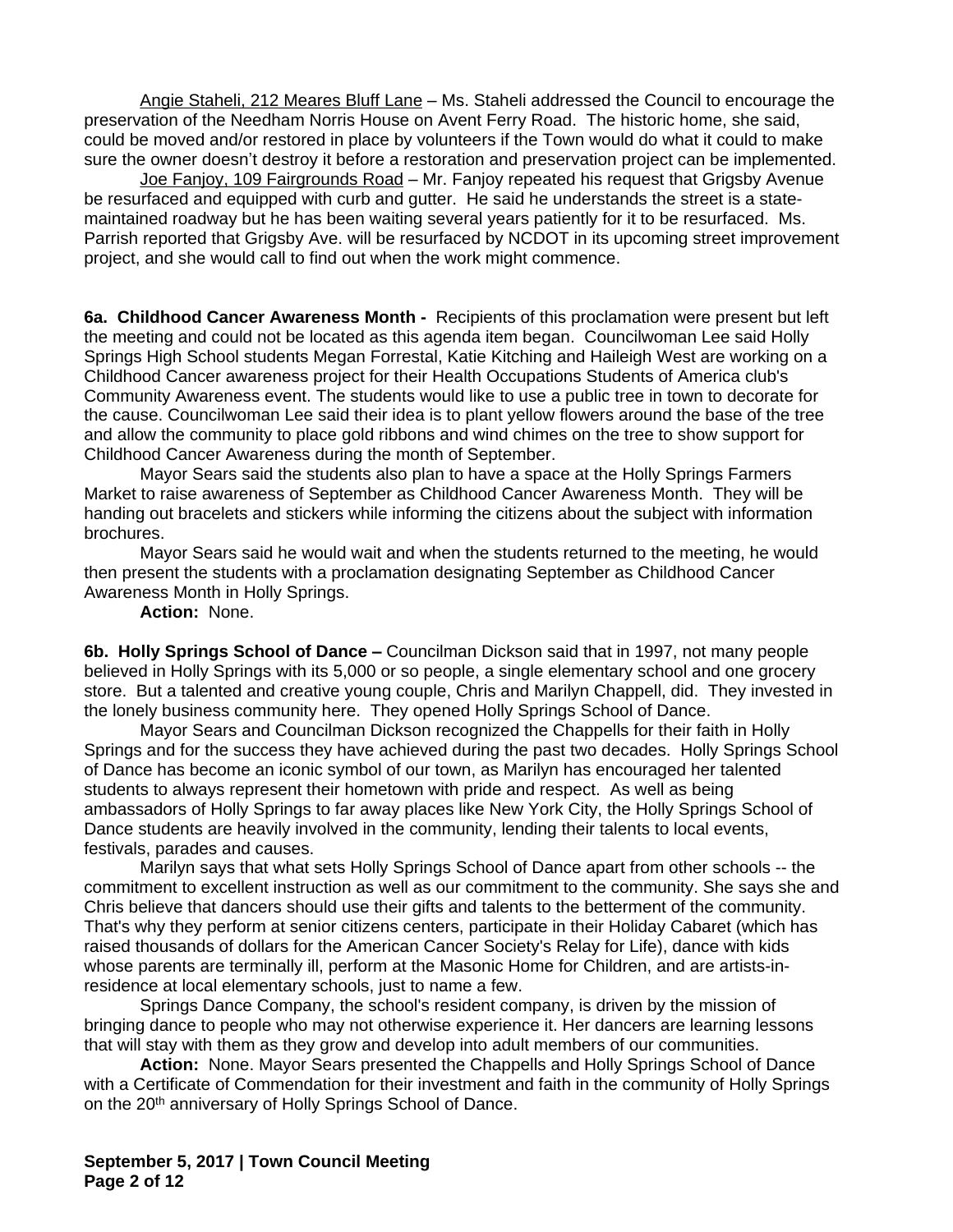Angie Staheli, 212 Meares Bluff Lane – Ms. Staheli addressed the Council to encourage the preservation of the Needham Norris House on Avent Ferry Road. The historic home, she said, could be moved and/or restored in place by volunteers if the Town would do what it could to make sure the owner doesn't destroy it before a restoration and preservation project can be implemented.

Joe Fanjoy, 109 Fairgrounds Road – Mr. Fanjoy repeated his request that Grigsby Avenue be resurfaced and equipped with curb and gutter. He said he understands the street is a state-maintained roadway but he has been waiting several years patiently for it to be resurfaced. Ms. Parrish reported that Grigsby Ave. will be resurfaced by NCDOT in its upcoming street improvement project, and she would call to find out when the work might commence.

**6a. Childhood Cancer Awareness Month -** Recipients of this proclamation were present but left the meeting and could not be located as this agenda item began. Councilwoman Lee said Holly Springs High School students Megan Forrestal, Katie Kitching and Haileigh West are working on a Childhood Cancer awareness project for their Health Occupations Students of America club's Community Awareness event. The students would like to use a public tree in town to decorate for the cause. Councilwoman Lee said their idea is to plant yellow flowers around the base of the tree and allow the community to place gold ribbons and wind chimes on the tree to show support for Childhood Cancer Awareness during the month of September.

Mayor Sears said the students also plan to have a space at the Holly Springs Farmers Market to raise awareness of September as Childhood Cancer Awareness Month. They will be handing out bracelets and stickers while informing the citizens about the subject with information brochures.

Mayor Sears said he would wait and when the students returned to the meeting, he would then present the students with a proclamation designating September as Childhood Cancer Awareness Month in Holly Springs.

**Action:** None.

**6b. Holly Springs School of Dance –** Councilman Dickson said that in 1997, not many people believed in Holly Springs with its 5,000 or so people, a single elementary school and one grocery store. But a talented and creative young couple, Chris and Marilyn Chappell, did. They invested in the lonely business community here. They opened Holly Springs School of Dance.

Mayor Sears and Councilman Dickson recognized the Chappells for their faith in Holly Springs and for the success they have achieved during the past two decades. Holly Springs School of Dance has become an iconic symbol of our town, as Marilyn has encouraged her talented students to always represent their hometown with pride and respect. As well as being ambassadors of Holly Springs to far away places like New York City, the Holly Springs School of Dance students are heavily involved in the community, lending their talents to local events, festivals, parades and causes.

Marilyn says that what sets Holly Springs School of Dance apart from other schools -- the commitment to excellent instruction as well as our commitment to the community. She says she and Chris believe that dancers should use their gifts and talents to the betterment of the community. That's why they perform at senior citizens centers, participate in their Holiday Cabaret (which has raised thousands of dollars for the American Cancer Society's Relay for Life), dance with kids whose parents are terminally ill, perform at the Masonic Home for Children, and are artists-in-residence at local elementary schools, just to name a few.

Springs Dance Company, the school's resident company, is driven by the mission of bringing dance to people who may not otherwise experience it. Her dancers are learning lessons that will stay with them as they grow and develop into adult members of our communities.

**Action:** None. Mayor Sears presented the Chappells and Holly Springs School of Dance with a Certificate of Commendation for their investment and faith in the community of Holly Springs on the 20th anniversary of Holly Springs School of Dance.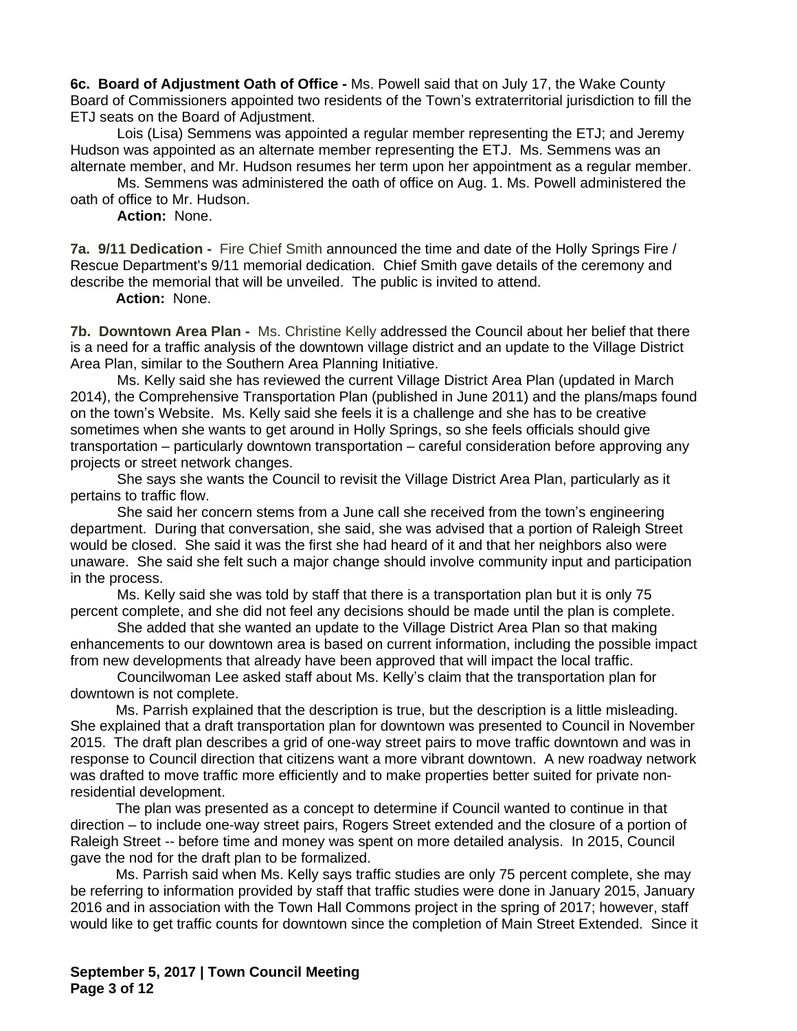**6c. Board of Adjustment Oath of Office -** Ms. Powell said that on July 17, the Wake County Board of Commissioners appointed two residents of the Town's extraterritorial jurisdiction to fill the ETJ seats on the Board of Adjustment.

Lois (Lisa) Semmens was appointed a regular member representing the ETJ; and Jeremy Hudson was appointed as an alternate member representing the ETJ. Ms. Semmens was an alternate member, and Mr. Hudson resumes her term upon her appointment as a regular member.

Ms. Semmens was administered the oath of office on Aug. 1. Ms. Powell administered the oath of office to Mr. Hudson.

**Action:** None.

**7a. 9/11 Dedication -** Fire Chief Smith announced the time and date of the Holly Springs Fire / Rescue Department's 9/11 memorial dedication. Chief Smith gave details of the ceremony and describe the memorial that will be unveiled. The public is invited to attend.

**Action:** None.

**7b. Downtown Area Plan -** Ms. Christine Kelly addressed the Council about her belief that there is a need for a traffic analysis of the downtown village district and an update to the Village District Area Plan, similar to the Southern Area Planning Initiative.

Ms. Kelly said she has reviewed the current Village District Area Plan (updated in March 2014), the Comprehensive Transportation Plan (published in June 2011) and the plans/maps found on the town's Website. Ms. Kelly said she feels it is a challenge and she has to be creative sometimes when she wants to get around in Holly Springs, so she feels officials should give transportation – particularly downtown transportation – careful consideration before approving any projects or street network changes.

She says she wants the Council to revisit the Village District Area Plan, particularly as it pertains to traffic flow.

She said her concern stems from a June call she received from the town's engineering department. During that conversation, she said, she was advised that a portion of Raleigh Street would be closed. She said it was the first she had heard of it and that her neighbors also were unaware. She said she felt such a major change should involve community input and participation in the process.

Ms. Kelly said she was told by staff that there is a transportation plan but it is only 75 percent complete, and she did not feel any decisions should be made until the plan is complete.

She added that she wanted an update to the Village District Area Plan so that making enhancements to our downtown area is based on current information, including the possible impact from new developments that already have been approved that will impact the local traffic.

Councilwoman Lee asked staff about Ms. Kelly's claim that the transportation plan for downtown is not complete.

Ms. Parrish explained that the description is true, but the description is a little misleading. She explained that a draft transportation plan for downtown was presented to Council in November 2015. The draft plan describes a grid of one-way street pairs to move traffic downtown and was in response to Council direction that citizens want a more vibrant downtown. A new roadway network was drafted to move traffic more efficiently and to make properties better suited for private non-residential development.

The plan was presented as a concept to determine if Council wanted to continue in that direction – to include one-way street pairs, Rogers Street extended and the closure of a portion of Raleigh Street -- before time and money was spent on more detailed analysis. In 2015, Council gave the nod for the draft plan to be formalized.

Ms. Parrish said when Ms. Kelly says traffic studies are only 75 percent complete, she may be referring to information provided by staff that traffic studies were done in January 2015, January 2016 and in association with the Town Hall Commons project in the spring of 2017; however, staff would like to get traffic counts for downtown since the completion of Main Street Extended. Since it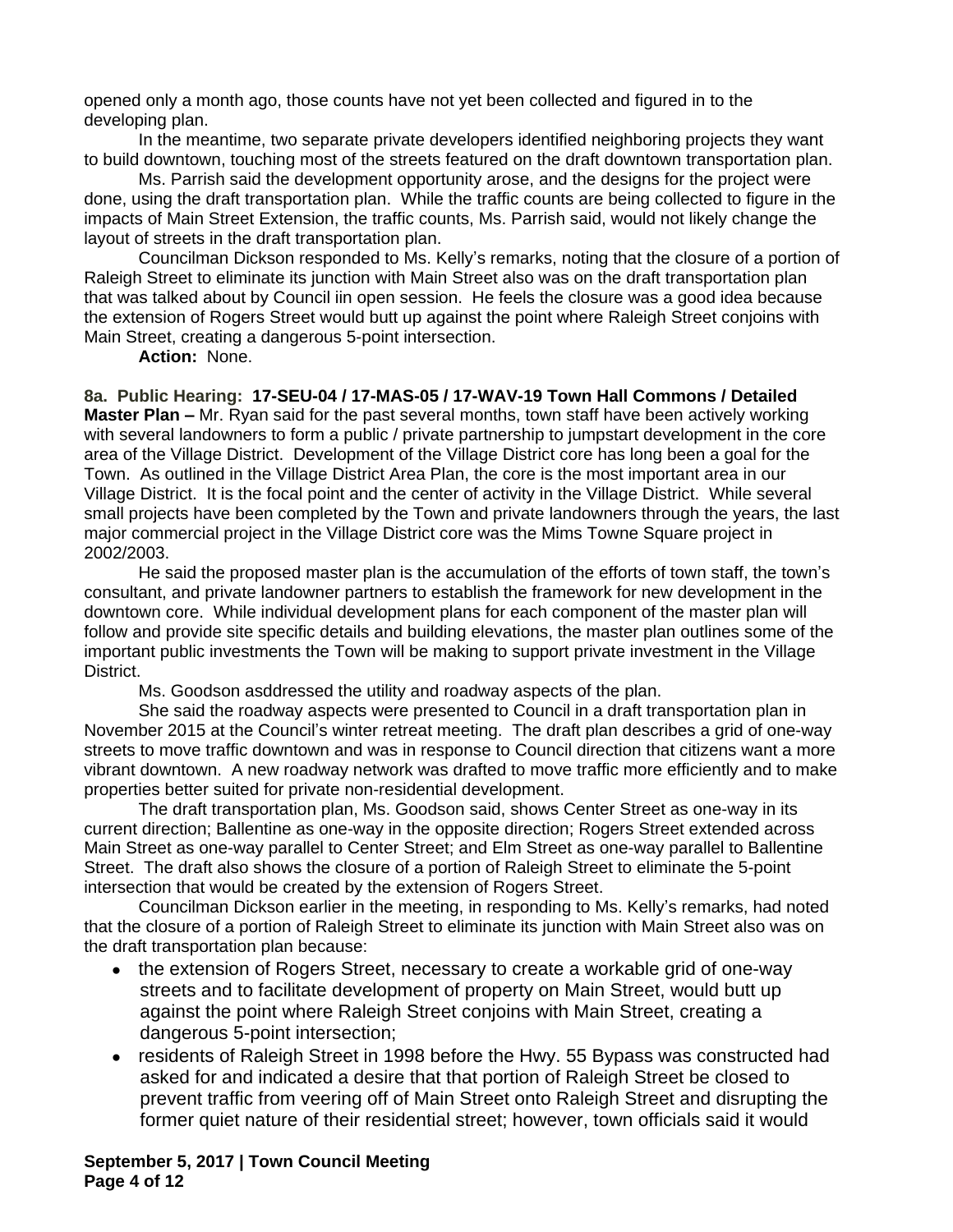opened only a month ago, those counts have not yet been collected and figured in to the developing plan.

In the meantime, two separate private developers identified neighboring projects they want to build downtown, touching most of the streets featured on the draft downtown transportation plan.

Ms. Parrish said the development opportunity arose, and the designs for the project were done, using the draft transportation plan. While the traffic counts are being collected to figure in the impacts of Main Street Extension, the traffic counts, Ms. Parrish said, would not likely change the layout of streets in the draft transportation plan.

Councilman Dickson responded to Ms. Kelly's remarks, noting that the closure of a portion of Raleigh Street to eliminate its junction with Main Street also was on the draft transportation plan that was talked about by Council iin open session. He feels the closure was a good idea because the extension of Rogers Street would butt up against the point where Raleigh Street conjoins with Main Street, creating a dangerous 5-point intersection.

**Action:** None.

**8a. Public Hearing: 17-SEU-04 / 17-MAS-05 / 17-WAV-19 Town Hall Commons / Detailed Master Plan –** Mr. Ryan said for the past several months, town staff have been actively working with several landowners to form a public / private partnership to jumpstart development in the core area of the Village District. Development of the Village District core has long been a goal for the Town. As outlined in the Village District Area Plan, the core is the most important area in our Village District. It is the focal point and the center of activity in the Village District. While several small projects have been completed by the Town and private landowners through the years, the last major commercial project in the Village District core was the Mims Towne Square project in 2002/2003.

He said the proposed master plan is the accumulation of the efforts of town staff, the town's consultant, and private landowner partners to establish the framework for new development in the downtown core. While individual development plans for each component of the master plan will follow and provide site specific details and building elevations, the master plan outlines some of the important public investments the Town will be making to support private investment in the Village District.

Ms. Goodson asddressed the utility and roadway aspects of the plan.

She said the roadway aspects were presented to Council in a draft transportation plan in November 2015 at the Council's winter retreat meeting. The draft plan describes a grid of one-way streets to move traffic downtown and was in response to Council direction that citizens want a more vibrant downtown. A new roadway network was drafted to move traffic more efficiently and to make properties better suited for private non-residential development.

The draft transportation plan, Ms. Goodson said, shows Center Street as one-way in its current direction; Ballentine as one-way in the opposite direction; Rogers Street extended across Main Street as one-way parallel to Center Street; and Elm Street as one-way parallel to Ballentine Street. The draft also shows the closure of a portion of Raleigh Street to eliminate the 5-point intersection that would be created by the extension of Rogers Street.

Councilman Dickson earlier in the meeting, in responding to Ms. Kelly's remarks, had noted that the closure of a portion of Raleigh Street to eliminate its junction with Main Street also was on the draft transportation plan because:

- the extension of Rogers Street, necessary to create a workable grid of one-way streets and to facilitate development of property on Main Street, would butt up against the point where Raleigh Street conjoins with Main Street, creating a dangerous 5-point intersection;
- residents of Raleigh Street in 1998 before the Hwy. 55 Bypass was constructed had asked for and indicated a desire that that portion of Raleigh Street be closed to prevent traffic from veering off of Main Street onto Raleigh Street and disrupting the former quiet nature of their residential street; however, town officials said it would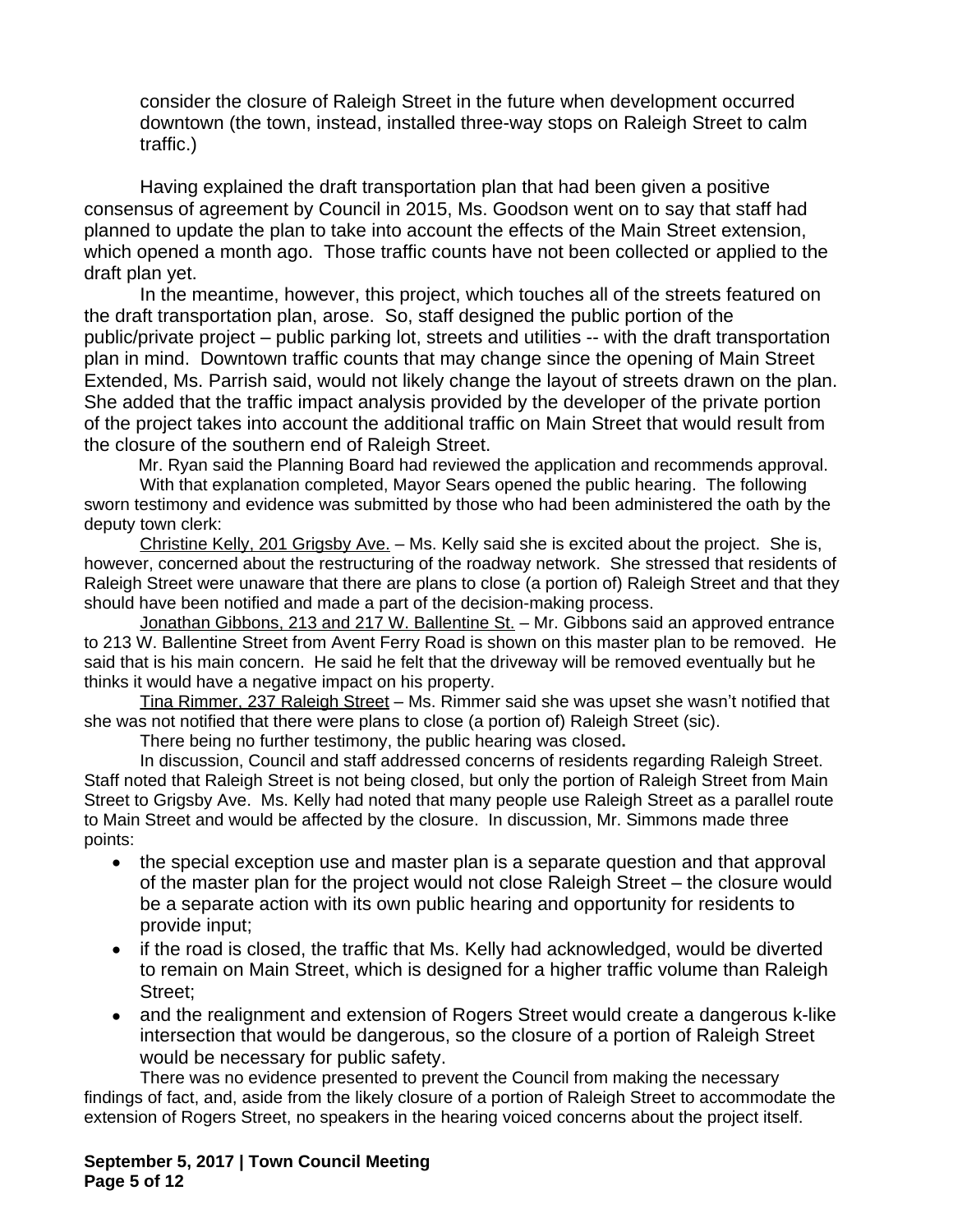consider the closure of Raleigh Street in the future when development occurred downtown (the town, instead, installed three-way stops on Raleigh Street to calm traffic.)

Having explained the draft transportation plan that had been given a positive consensus of agreement by Council in 2015, Ms. Goodson went on to say that staff had planned to update the plan to take into account the effects of the Main Street extension, which opened a month ago. Those traffic counts have not been collected or applied to the draft plan yet.

In the meantime, however, this project, which touches all of the streets featured on the draft transportation plan, arose. So, staff designed the public portion of the public/private project – public parking lot, streets and utilities -- with the draft transportation plan in mind. Downtown traffic counts that may change since the opening of Main Street Extended, Ms. Parrish said, would not likely change the layout of streets drawn on the plan. She added that the traffic impact analysis provided by the developer of the private portion of the project takes into account the additional traffic on Main Street that would result from the closure of the southern end of Raleigh Street.

Mr. Ryan said the Planning Board had reviewed the application and recommends approval.

With that explanation completed, Mayor Sears opened the public hearing. The following sworn testimony and evidence was submitted by those who had been administered the oath by the deputy town clerk:

Christine Kelly, 201 Grigsby Ave. – Ms. Kelly said she is excited about the project. She is, however, concerned about the restructuring of the roadway network. She stressed that residents of Raleigh Street were unaware that there are plans to close (a portion of) Raleigh Street and that they should have been notified and made a part of the decision-making process.

Jonathan Gibbons, 213 and 217 W. Ballentine St. – Mr. Gibbons said an approved entrance to 213 W. Ballentine Street from Avent Ferry Road is shown on this master plan to be removed. He said that is his main concern. He said he felt that the driveway will be removed eventually but he thinks it would have a negative impact on his property.

Tina Rimmer, 237 Raleigh Street – Ms. Rimmer said she was upset she wasn't notified that she was not notified that there were plans to close (a portion of) Raleigh Street (sic).

There being no further testimony, the public hearing was closed**.**

In discussion, Council and staff addressed concerns of residents regarding Raleigh Street. Staff noted that Raleigh Street is not being closed, but only the portion of Raleigh Street from Main Street to Grigsby Ave. Ms. Kelly had noted that many people use Raleigh Street as a parallel route to Main Street and would be affected by the closure. In discussion, Mr. Simmons made three points:

- the special exception use and master plan is a separate question and that approval of the master plan for the project would not close Raleigh Street – the closure would be a separate action with its own public hearing and opportunity for residents to provide input;
- if the road is closed, the traffic that Ms. Kelly had acknowledged, would be diverted to remain on Main Street, which is designed for a higher traffic volume than Raleigh Street;
- and the realignment and extension of Rogers Street would create a dangerous k-like intersection that would be dangerous, so the closure of a portion of Raleigh Street would be necessary for public safety.

There was no evidence presented to prevent the Council from making the necessary findings of fact, and, aside from the likely closure of a portion of Raleigh Street to accommodate the extension of Rogers Street, no speakers in the hearing voiced concerns about the project itself.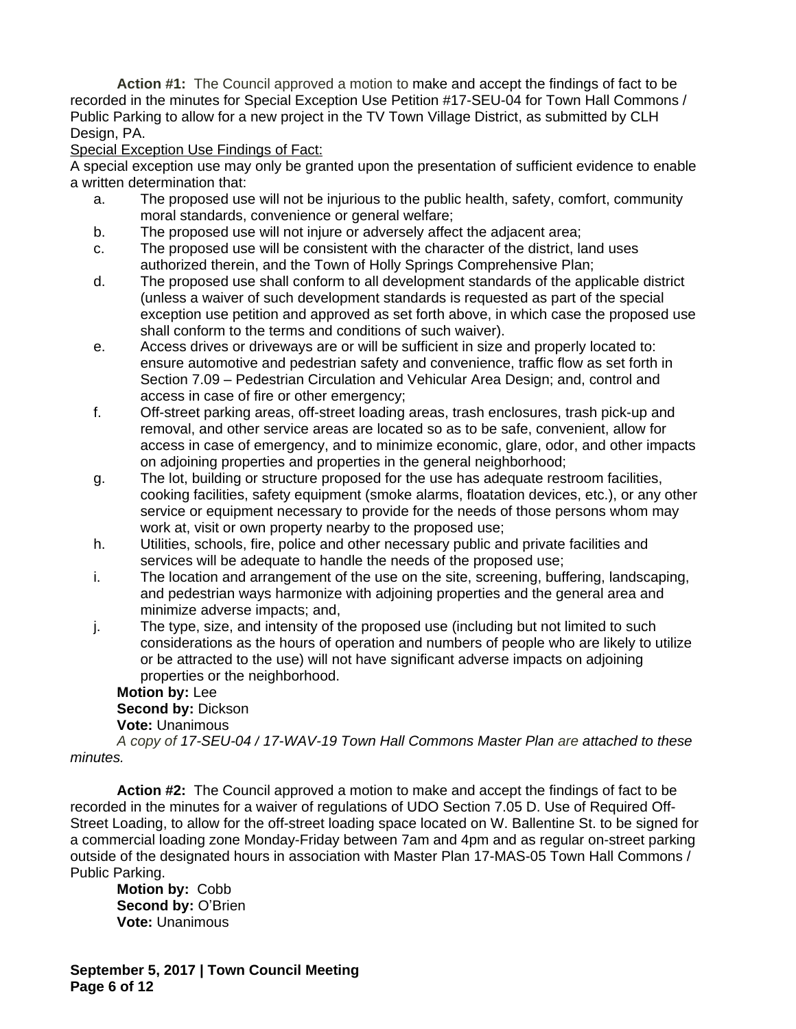**Action #1:** The Council approved a motion to make and accept the findings of fact to be recorded in the minutes for Special Exception Use Petition #17-SEU-04 for Town Hall Commons / Public Parking to allow for a new project in the TV Town Village District, as submitted by CLH Design, PA.

Special Exception Use Findings of Fact:

A special exception use may only be granted upon the presentation of sufficient evidence to enable a written determination that:

a. The proposed use will not be injurious to the public health, safety, comfort, community moral standards, convenience or general welfare;

b. The proposed use will not injure or adversely affect the adjacent area;

c. The proposed use will be consistent with the character of the district, land uses authorized therein, and the Town of Holly Springs Comprehensive Plan;

d. The proposed use shall conform to all development standards of the applicable district (unless a waiver of such development standards is requested as part of the special exception use petition and approved as set forth above, in which case the proposed use shall conform to the terms and conditions of such waiver).

e. Access drives or driveways are or will be sufficient in size and properly located to: ensure automotive and pedestrian safety and convenience, traffic flow as set forth in Section 7.09 – Pedestrian Circulation and Vehicular Area Design; and, control and access in case of fire or other emergency;

f. Off-street parking areas, off-street loading areas, trash enclosures, trash pick-up and removal, and other service areas are located so as to be safe, convenient, allow for access in case of emergency, and to minimize economic, glare, odor, and other impacts on adjoining properties and properties in the general neighborhood;

g. The lot, building or structure proposed for the use has adequate restroom facilities, cooking facilities, safety equipment (smoke alarms, floatation devices, etc.), or any other service or equipment necessary to provide for the needs of those persons whom may work at, visit or own property nearby to the proposed use;

h. Utilities, schools, fire, police and other necessary public and private facilities and services will be adequate to handle the needs of the proposed use;

i. The location and arrangement of the use on the site, screening, buffering, landscaping, and pedestrian ways harmonize with adjoining properties and the general area and minimize adverse impacts; and,

j. The type, size, and intensity of the proposed use (including but not limited to such considerations as the hours of operation and numbers of people who are likely to utilize or be attracted to the use) will not have significant adverse impacts on adjoining properties or the neighborhood.

**Motion by:** Lee
**Second by:** Dickson
**Vote:** Unanimous

*A copy of 17-SEU-04 / 17-WAV-19 Town Hall Commons Master Plan are attached to these minutes.*

**Action #2:** The Council approved a motion to make and accept the findings of fact to be recorded in the minutes for a waiver of regulations of UDO Section 7.05 D. Use of Required Off-Street Loading, to allow for the off-street loading space located on W. Ballentine St. to be signed for a commercial loading zone Monday-Friday between 7am and 4pm and as regular on-street parking outside of the designated hours in association with Master Plan 17-MAS-05 Town Hall Commons / Public Parking.

**Motion by:** Cobb
**Second by:** O'Brien
**Vote:** Unanimous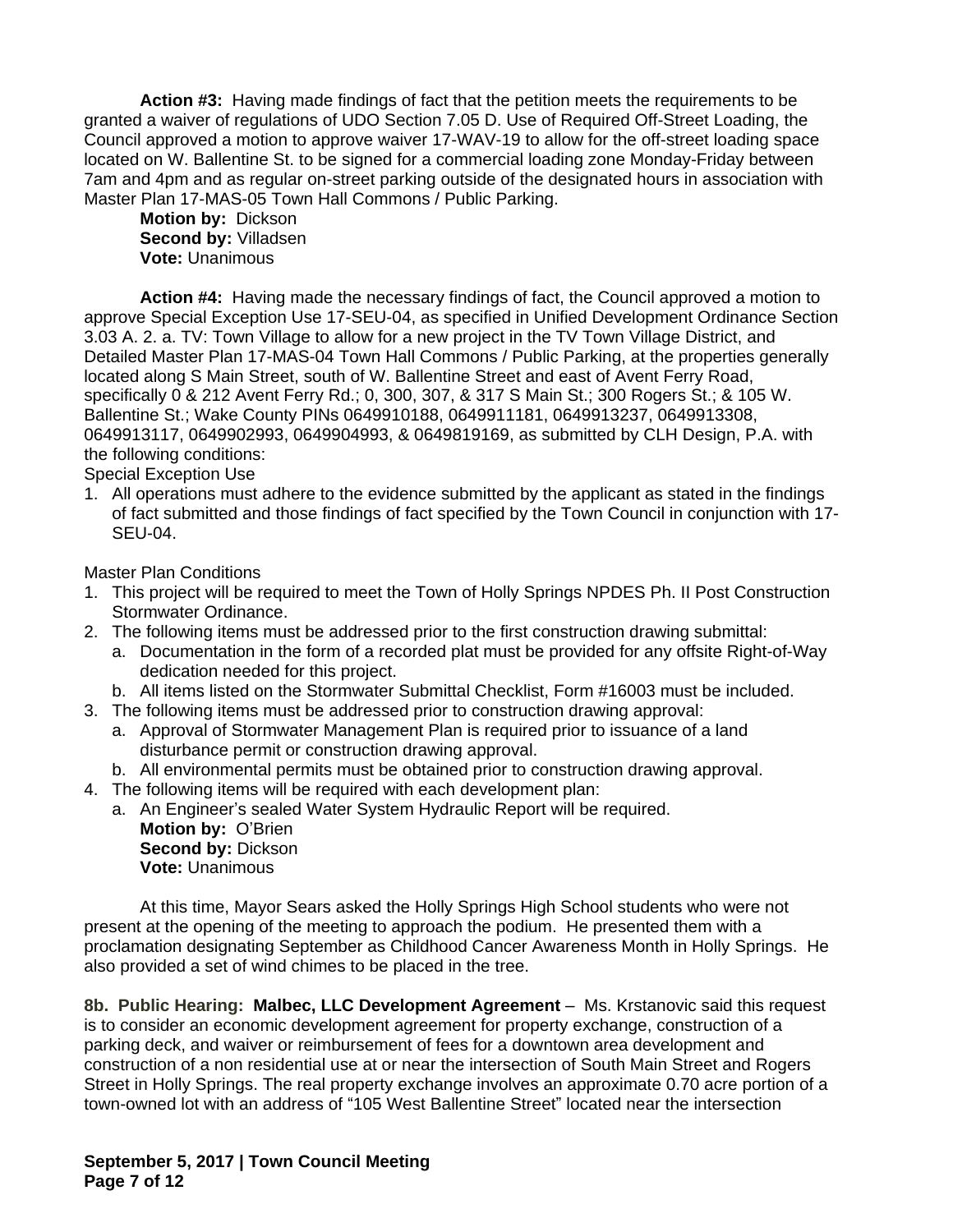**Action #3:** Having made findings of fact that the petition meets the requirements to be granted a waiver of regulations of UDO Section 7.05 D. Use of Required Off-Street Loading, the Council approved a motion to approve waiver 17-WAV-19 to allow for the off-street loading space located on W. Ballentine St. to be signed for a commercial loading zone Monday-Friday between 7am and 4pm and as regular on-street parking outside of the designated hours in association with Master Plan 17-MAS-05 Town Hall Commons / Public Parking.

**Motion by:** Dickson
**Second by:** Villadsen
**Vote:** Unanimous

**Action #4:** Having made the necessary findings of fact, the Council approved a motion to approve Special Exception Use 17-SEU-04, as specified in Unified Development Ordinance Section 3.03 A. 2. a. TV: Town Village to allow for a new project in the TV Town Village District, and Detailed Master Plan 17-MAS-04 Town Hall Commons / Public Parking, at the properties generally located along S Main Street, south of W. Ballentine Street and east of Avent Ferry Road, specifically 0 & 212 Avent Ferry Rd.; 0, 300, 307, & 317 S Main St.; 300 Rogers St.; & 105 W. Ballentine St.; Wake County PINs 0649910188, 0649911181, 0649913237, 0649913308, 0649913117, 0649902993, 0649904993, & 0649819169, as submitted by CLH Design, P.A. with the following conditions:

Special Exception Use

1. All operations must adhere to the evidence submitted by the applicant as stated in the findings of fact submitted and those findings of fact specified by the Town Council in conjunction with 17-SEU-04.

Master Plan Conditions

1. This project will be required to meet the Town of Holly Springs NPDES Ph. II Post Construction Stormwater Ordinance.
2. The following items must be addressed prior to the first construction drawing submittal:
   a. Documentation in the form of a recorded plat must be provided for any offsite Right-of-Way dedication needed for this project.
   b. All items listed on the Stormwater Submittal Checklist, Form #16003 must be included.
3. The following items must be addressed prior to construction drawing approval:
   a. Approval of Stormwater Management Plan is required prior to issuance of a land disturbance permit or construction drawing approval.
   b. All environmental permits must be obtained prior to construction drawing approval.
4. The following items will be required with each development plan:
   a. An Engineer's sealed Water System Hydraulic Report will be required.

**Motion by:** O'Brien
**Second by:** Dickson
**Vote:** Unanimous

At this time, Mayor Sears asked the Holly Springs High School students who were not present at the opening of the meeting to approach the podium. He presented them with a proclamation designating September as Childhood Cancer Awareness Month in Holly Springs. He also provided a set of wind chimes to be placed in the tree.

**8b. Public Hearing: Malbec, LLC Development Agreement** – Ms. Krstanovic said this request is to consider an economic development agreement for property exchange, construction of a parking deck, and waiver or reimbursement of fees for a downtown area development and construction of a non residential use at or near the intersection of South Main Street and Rogers Street in Holly Springs. The real property exchange involves an approximate 0.70 acre portion of a town-owned lot with an address of "105 West Ballentine Street" located near the intersection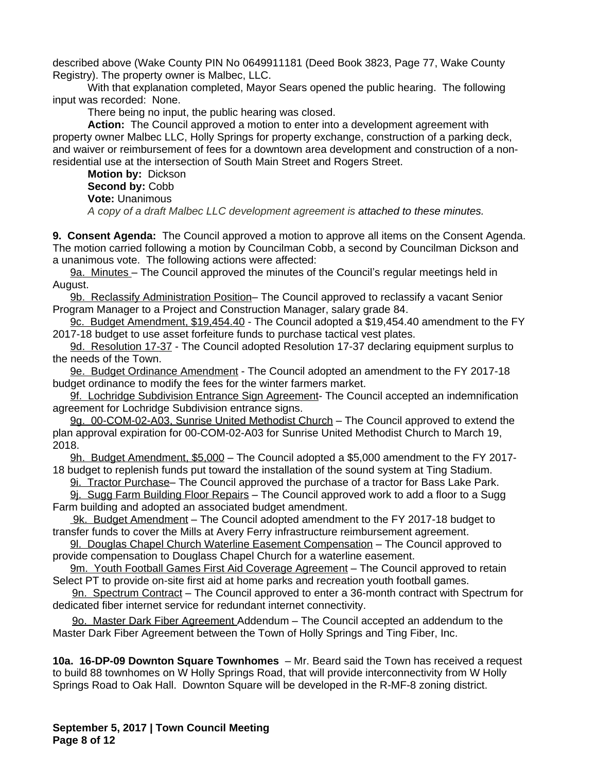described above (Wake County PIN No 0649911181 (Deed Book 3823, Page 77, Wake County Registry). The property owner is Malbec, LLC.

With that explanation completed, Mayor Sears opened the public hearing. The following input was recorded: None.

There being no input, the public hearing was closed.

**Action:** The Council approved a motion to enter into a development agreement with property owner Malbec LLC, Holly Springs for property exchange, construction of a parking deck, and waiver or reimbursement of fees for a downtown area development and construction of a non-residential use at the intersection of South Main Street and Rogers Street.

**Motion by:** Dickson
**Second by:** Cobb
**Vote:** Unanimous
*A copy of a draft Malbec LLC development agreement is attached to these minutes.*

**9. Consent Agenda:** The Council approved a motion to approve all items on the Consent Agenda. The motion carried following a motion by Councilman Cobb, a second by Councilman Dickson and a unanimous vote. The following actions were affected:

9a. Minutes – The Council approved the minutes of the Council's regular meetings held in August.

9b. Reclassify Administration Position– The Council approved to reclassify a vacant Senior Program Manager to a Project and Construction Manager, salary grade 84.

9c. Budget Amendment, $19,454.40 - The Council adopted a $19,454.40 amendment to the FY 2017-18 budget to use asset forfeiture funds to purchase tactical vest plates.

9d. Resolution 17-37 - The Council adopted Resolution 17-37 declaring equipment surplus to the needs of the Town.

9e. Budget Ordinance Amendment - The Council adopted an amendment to the FY 2017-18 budget ordinance to modify the fees for the winter farmers market.

9f. Lochridge Subdivision Entrance Sign Agreement- The Council accepted an indemnification agreement for Lochridge Subdivision entrance signs.

9g. 00-COM-02-A03, Sunrise United Methodist Church – The Council approved to extend the plan approval expiration for 00-COM-02-A03 for Sunrise United Methodist Church to March 19, 2018.

9h. Budget Amendment, $5,000 – The Council adopted a $5,000 amendment to the FY 2017-18 budget to replenish funds put toward the installation of the sound system at Ting Stadium.

9i. Tractor Purchase– The Council approved the purchase of a tractor for Bass Lake Park.

9j. Sugg Farm Building Floor Repairs – The Council approved work to add a floor to a Sugg Farm building and adopted an associated budget amendment.

9k. Budget Amendment – The Council adopted amendment to the FY 2017-18 budget to transfer funds to cover the Mills at Avery Ferry infrastructure reimbursement agreement.

9l. Douglas Chapel Church Waterline Easement Compensation – The Council approved to provide compensation to Douglass Chapel Church for a waterline easement.

9m. Youth Football Games First Aid Coverage Agreement – The Council approved to retain Select PT to provide on-site first aid at home parks and recreation youth football games.

9n. Spectrum Contract – The Council approved to enter a 36-month contract with Spectrum for dedicated fiber internet service for redundant internet connectivity.

9o. Master Dark Fiber Agreement Addendum – The Council accepted an addendum to the Master Dark Fiber Agreement between the Town of Holly Springs and Ting Fiber, Inc.

**10a. 16-DP-09 Downton Square Townhomes** – Mr. Beard said the Town has received a request to build 88 townhomes on W Holly Springs Road, that will provide interconnectivity from W Holly Springs Road to Oak Hall. Downton Square will be developed in the R-MF-8 zoning district.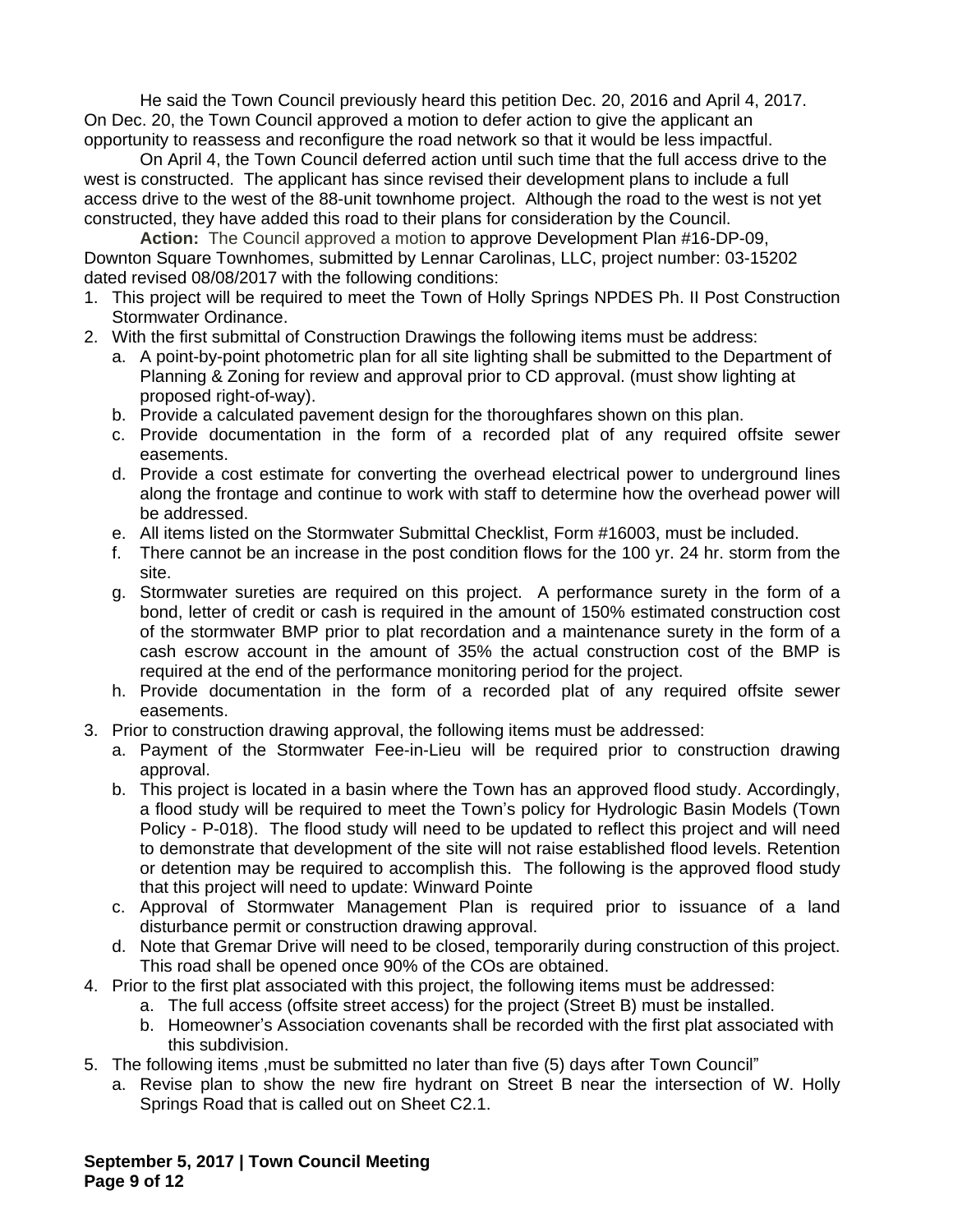He said the Town Council previously heard this petition Dec. 20, 2016 and April 4, 2017. On Dec. 20, the Town Council approved a motion to defer action to give the applicant an opportunity to reassess and reconfigure the road network so that it would be less impactful.

On April 4, the Town Council deferred action until such time that the full access drive to the west is constructed. The applicant has since revised their development plans to include a full access drive to the west of the 88-unit townhome project. Although the road to the west is not yet constructed, they have added this road to their plans for consideration by the Council.

**Action:** The Council approved a motion to approve Development Plan #16-DP-09, Downton Square Townhomes, submitted by Lennar Carolinas, LLC, project number: 03-15202 dated revised 08/08/2017 with the following conditions:

1. This project will be required to meet the Town of Holly Springs NPDES Ph. II Post Construction Stormwater Ordinance.
2. With the first submittal of Construction Drawings the following items must be address:
   a. A point-by-point photometric plan for all site lighting shall be submitted to the Department of Planning & Zoning for review and approval prior to CD approval. (must show lighting at proposed right-of-way).
   b. Provide a calculated pavement design for the thoroughfares shown on this plan.
   c. Provide documentation in the form of a recorded plat of any required offsite sewer easements.
   d. Provide a cost estimate for converting the overhead electrical power to underground lines along the frontage and continue to work with staff to determine how the overhead power will be addressed.
   e. All items listed on the Stormwater Submittal Checklist, Form #16003, must be included.
   f. There cannot be an increase in the post condition flows for the 100 yr. 24 hr. storm from the site.
   g. Stormwater sureties are required on this project. A performance surety in the form of a bond, letter of credit or cash is required in the amount of 150% estimated construction cost of the stormwater BMP prior to plat recordation and a maintenance surety in the form of a cash escrow account in the amount of 35% the actual construction cost of the BMP is required at the end of the performance monitoring period for the project.
   h. Provide documentation in the form of a recorded plat of any required offsite sewer easements.
3. Prior to construction drawing approval, the following items must be addressed:
   a. Payment of the Stormwater Fee-in-Lieu will be required prior to construction drawing approval.
   b. This project is located in a basin where the Town has an approved flood study. Accordingly, a flood study will be required to meet the Town's policy for Hydrologic Basin Models (Town Policy - P-018). The flood study will need to be updated to reflect this project and will need to demonstrate that development of the site will not raise established flood levels. Retention or detention may be required to accomplish this. The following is the approved flood study that this project will need to update: Winward Pointe
   c. Approval of Stormwater Management Plan is required prior to issuance of a land disturbance permit or construction drawing approval.
   d. Note that Gremar Drive will need to be closed, temporarily during construction of this project. This road shall be opened once 90% of the COs are obtained.
4. Prior to the first plat associated with this project, the following items must be addressed:
   a. The full access (offsite street access) for the project (Street B) must be installed.
   b. Homeowner's Association covenants shall be recorded with the first plat associated with this subdivision.
5. The following items ,must be submitted no later than five (5) days after Town Council"
   a. Revise plan to show the new fire hydrant on Street B near the intersection of W. Holly Springs Road that is called out on Sheet C2.1.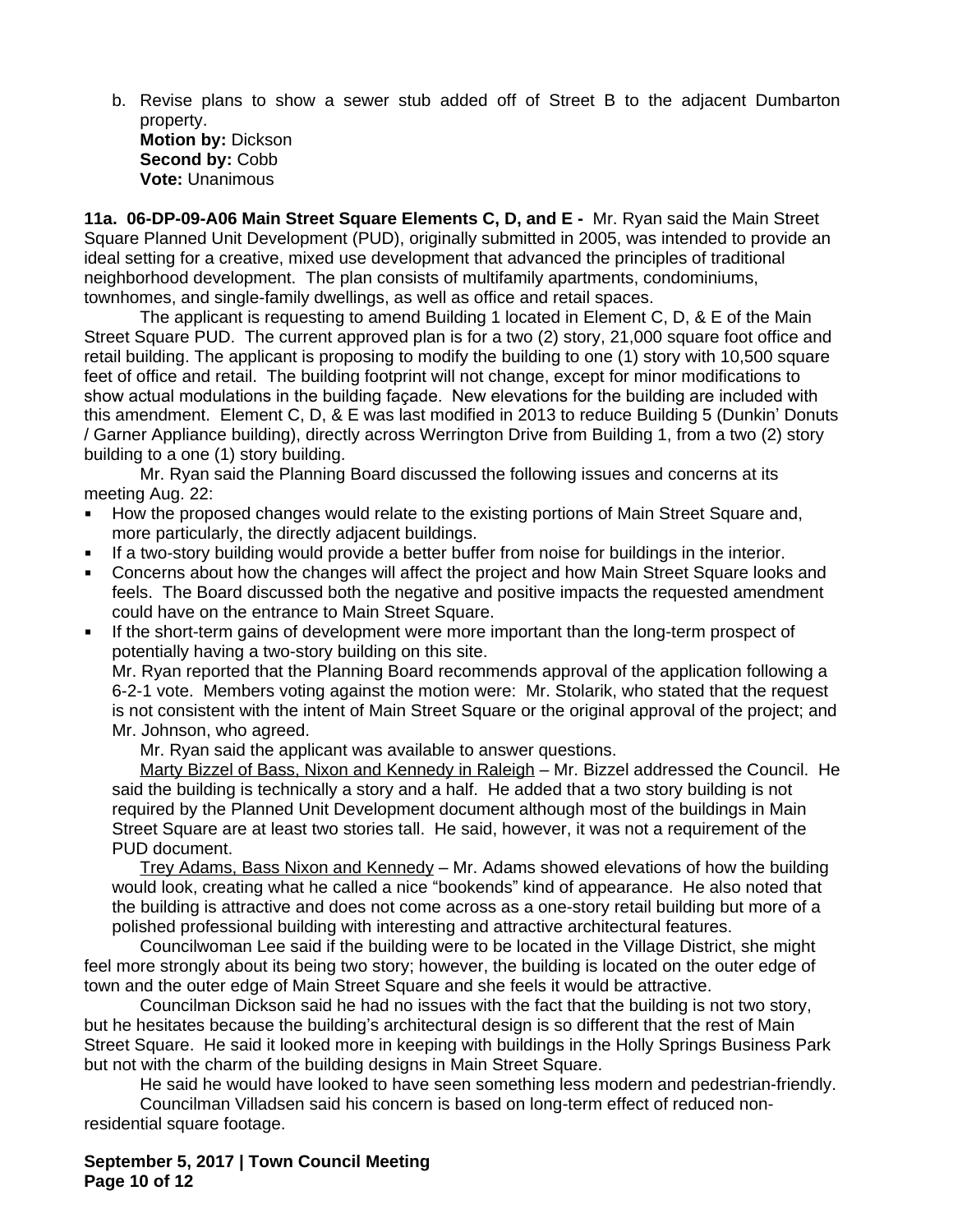b. Revise plans to show a sewer stub added off of Street B to the adjacent Dumbarton property.
   **Motion by:** Dickson
   **Second by:** Cobb
   **Vote:** Unanimous

**11a. 06-DP-09-A06 Main Street Square Elements C, D, and E -** Mr. Ryan said the Main Street Square Planned Unit Development (PUD), originally submitted in 2005, was intended to provide an ideal setting for a creative, mixed use development that advanced the principles of traditional neighborhood development. The plan consists of multifamily apartments, condominiums, townhomes, and single-family dwellings, as well as office and retail spaces.

The applicant is requesting to amend Building 1 located in Element C, D, & E of the Main Street Square PUD. The current approved plan is for a two (2) story, 21,000 square foot office and retail building. The applicant is proposing to modify the building to one (1) story with 10,500 square feet of office and retail. The building footprint will not change, except for minor modifications to show actual modulations in the building façade. New elevations for the building are included with this amendment. Element C, D, & E was last modified in 2013 to reduce Building 5 (Dunkin' Donuts / Garner Appliance building), directly across Werrington Drive from Building 1, from a two (2) story building to a one (1) story building.

Mr. Ryan said the Planning Board discussed the following issues and concerns at its meeting Aug. 22:

- How the proposed changes would relate to the existing portions of Main Street Square and, more particularly, the directly adjacent buildings.
- If a two-story building would provide a better buffer from noise for buildings in the interior.
- Concerns about how the changes will affect the project and how Main Street Square looks and feels. The Board discussed both the negative and positive impacts the requested amendment could have on the entrance to Main Street Square.
- If the short-term gains of development were more important than the long-term prospect of potentially having a two-story building on this site.

Mr. Ryan reported that the Planning Board recommends approval of the application following a 6-2-1 vote. Members voting against the motion were: Mr. Stolarik, who stated that the request is not consistent with the intent of Main Street Square or the original approval of the project; and Mr. Johnson, who agreed.

Mr. Ryan said the applicant was available to answer questions.

Marty Bizzel of Bass, Nixon and Kennedy in Raleigh – Mr. Bizzel addressed the Council. He said the building is technically a story and a half. He added that a two story building is not required by the Planned Unit Development document although most of the buildings in Main Street Square are at least two stories tall. He said, however, it was not a requirement of the PUD document.

Trey Adams, Bass Nixon and Kennedy – Mr. Adams showed elevations of how the building would look, creating what he called a nice "bookends" kind of appearance. He also noted that the building is attractive and does not come across as a one-story retail building but more of a polished professional building with interesting and attractive architectural features.

Councilwoman Lee said if the building were to be located in the Village District, she might feel more strongly about its being two story; however, the building is located on the outer edge of town and the outer edge of Main Street Square and she feels it would be attractive.

Councilman Dickson said he had no issues with the fact that the building is not two story, but he hesitates because the building's architectural design is so different that the rest of Main Street Square. He said it looked more in keeping with buildings in the Holly Springs Business Park but not with the charm of the building designs in Main Street Square.

He said he would have looked to have seen something less modern and pedestrian-friendly.

Councilman Villadsen said his concern is based on long-term effect of reduced non-residential square footage.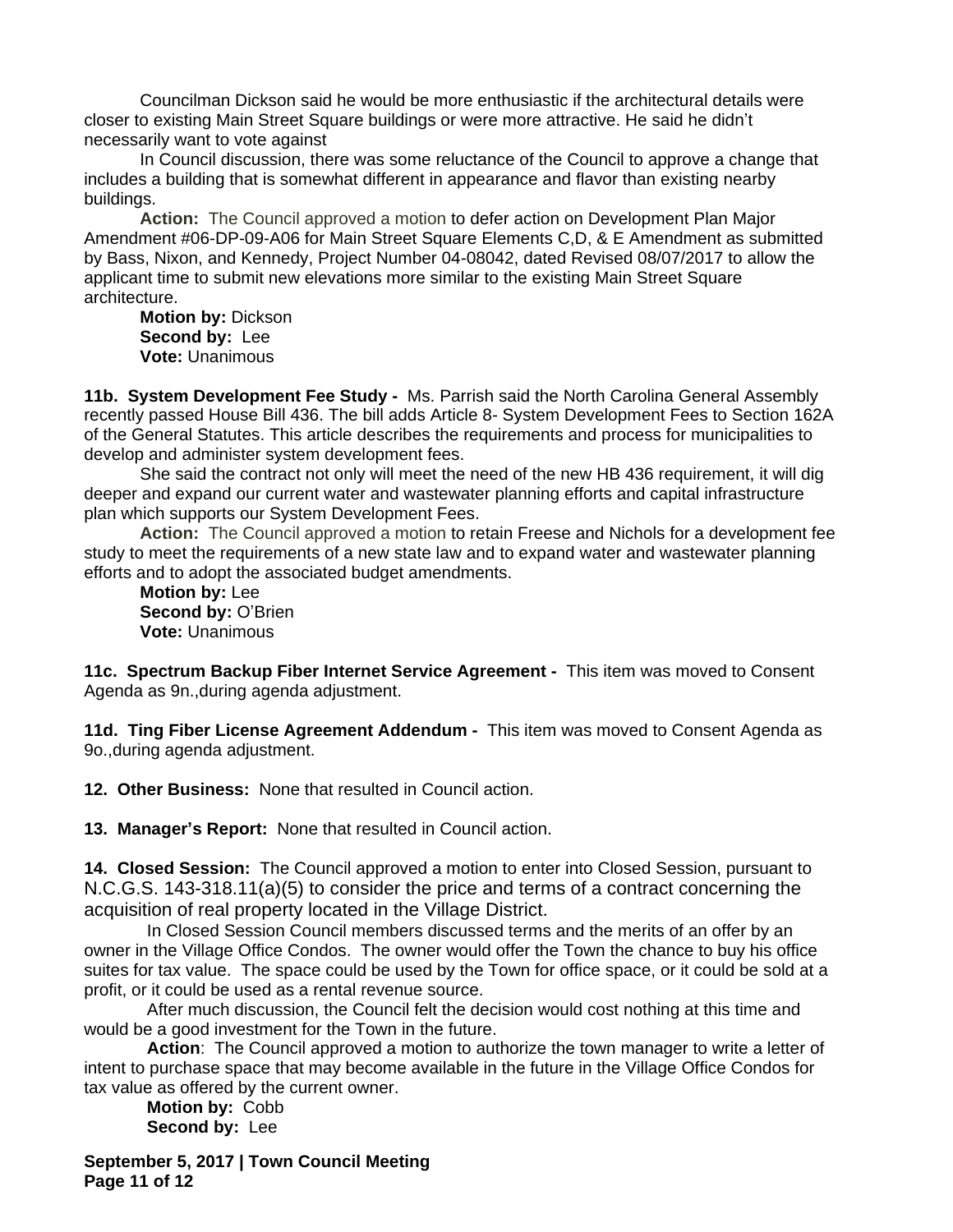Councilman Dickson said he would be more enthusiastic if the architectural details were closer to existing Main Street Square buildings or were more attractive. He said he didn't necessarily want to vote against

In Council discussion, there was some reluctance of the Council to approve a change that includes a building that is somewhat different in appearance and flavor than existing nearby buildings.

**Action:** The Council approved a motion to defer action on Development Plan Major Amendment #06-DP-09-A06 for Main Street Square Elements C,D, & E Amendment as submitted by Bass, Nixon, and Kennedy, Project Number 04-08042, dated Revised 08/07/2017 to allow the applicant time to submit new elevations more similar to the existing Main Street Square architecture.

**Motion by:** Dickson
**Second by:** Lee
**Vote:** Unanimous

**11b. System Development Fee Study -** Ms. Parrish said the North Carolina General Assembly recently passed House Bill 436. The bill adds Article 8- System Development Fees to Section 162A of the General Statutes. This article describes the requirements and process for municipalities to develop and administer system development fees.

She said the contract not only will meet the need of the new HB 436 requirement, it will dig deeper and expand our current water and wastewater planning efforts and capital infrastructure plan which supports our System Development Fees.

**Action:** The Council approved a motion to retain Freese and Nichols for a development fee study to meet the requirements of a new state law and to expand water and wastewater planning efforts and to adopt the associated budget amendments.

**Motion by:** Lee
**Second by:** O'Brien
**Vote:** Unanimous

**11c. Spectrum Backup Fiber Internet Service Agreement -** This item was moved to Consent Agenda as 9n.,during agenda adjustment.

**11d. Ting Fiber License Agreement Addendum -** This item was moved to Consent Agenda as 9o.,during agenda adjustment.

**12. Other Business:** None that resulted in Council action.

**13. Manager's Report:** None that resulted in Council action.

**14. Closed Session:** The Council approved a motion to enter into Closed Session, pursuant to N.C.G.S. 143-318.11(a)(5) to consider the price and terms of a contract concerning the acquisition of real property located in the Village District.

In Closed Session Council members discussed terms and the merits of an offer by an owner in the Village Office Condos. The owner would offer the Town the chance to buy his office suites for tax value. The space could be used by the Town for office space, or it could be sold at a profit, or it could be used as a rental revenue source.

After much discussion, the Council felt the decision would cost nothing at this time and would be a good investment for the Town in the future.

**Action**: The Council approved a motion to authorize the town manager to write a letter of intent to purchase space that may become available in the future in the Village Office Condos for tax value as offered by the current owner.

**Motion by:** Cobb
**Second by:** Lee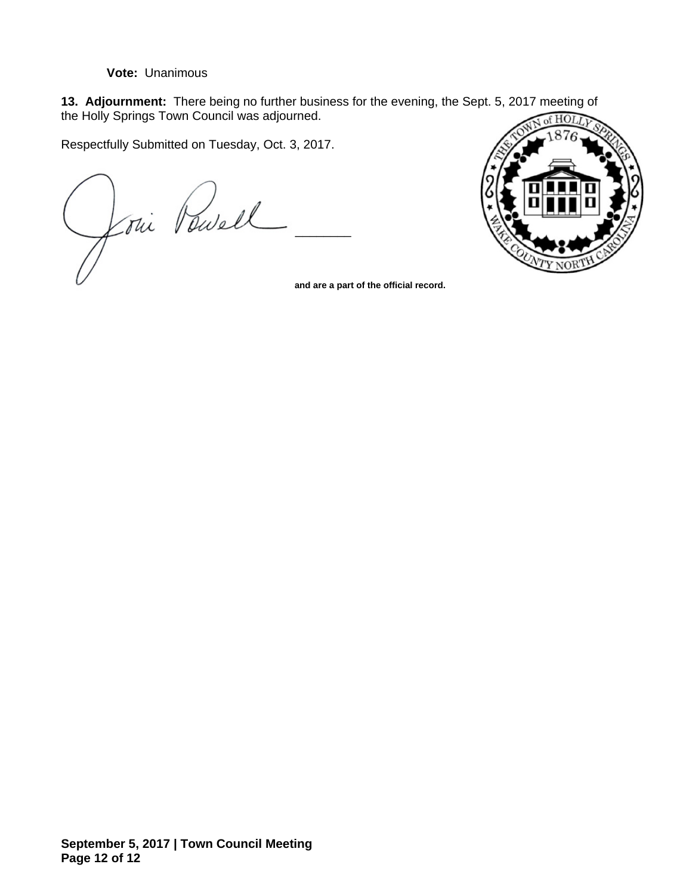**Vote:** Unanimous

**13. Adjournment:** There being no further business for the evening, the Sept. 5, 2017 meeting of the Holly Springs Town Council was adjourned.

Respectfully Submitted on Tuesday, Oct. 3, 2017.

**and are a part of the official record.**